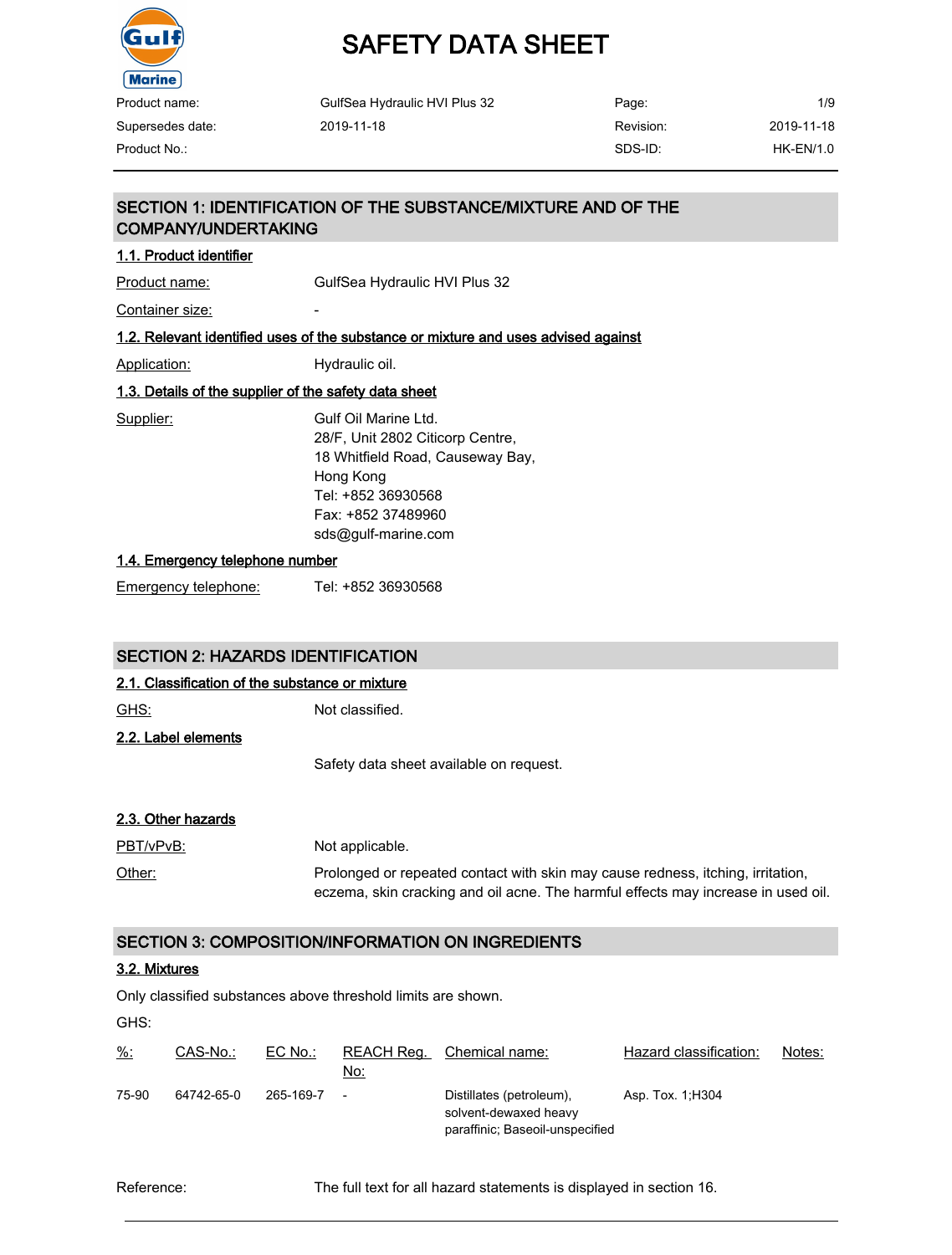# SAFETY DATA SHEET

| Product name: | GulfSea Hydraulic HVI Plus 32 | Page: | 1/9 |
|---|---|---|---|
| Supersedes date: | 2019-11-18 | Revision: | 2019-11-18 |
| Product No.: | | SDS-ID: | HK-EN/1.0 |

## SECTION 1: IDENTIFICATION OF THE SUBSTANCE/MIXTURE AND OF THE COMPANY/UNDERTAKING

### 1.1. Product identifier

Product name: GulfSea Hydraulic HVI Plus 32

Container size: -

### 1.2. Relevant identified uses of the substance or mixture and uses advised against

Application: Hydraulic oil.

### 1.3. Details of the supplier of the safety data sheet

Supplier: Gulf Oil Marine Ltd.
28/F, Unit 2802 Citicorp Centre,
18 Whitfield Road, Causeway Bay,
Hong Kong
Tel: +852 36930568
Fax: +852 37489960
sds@gulf-marine.com

### 1.4. Emergency telephone number

Emergency telephone: Tel: +852 36930568

## SECTION 2: HAZARDS IDENTIFICATION

### 2.1. Classification of the substance or mixture

GHS: Not classified.

### 2.2. Label elements

Safety data sheet available on request.

### 2.3. Other hazards

PBT/vPvB: Not applicable.

Other: Prolonged or repeated contact with skin may cause redness, itching, irritation, eczema, skin cracking and oil acne. The harmful effects may increase in used oil.

## SECTION 3: COMPOSITION/INFORMATION ON INGREDIENTS

### 3.2. Mixtures

Only classified substances above threshold limits are shown.

GHS:

| %: | CAS-No.: | EC No.: | REACH Reg. No: | Chemical name: | Hazard classification: | Notes: |
|---|---|---|---|---|---|---|
| 75-90 | 64742-65-0 | 265-169-7 | - | Distillates (petroleum), solvent-dewaxed heavy paraffinic; Baseoil-unspecified | Asp. Tox. 1;H304 | |

Reference: The full text for all hazard statements is displayed in section 16.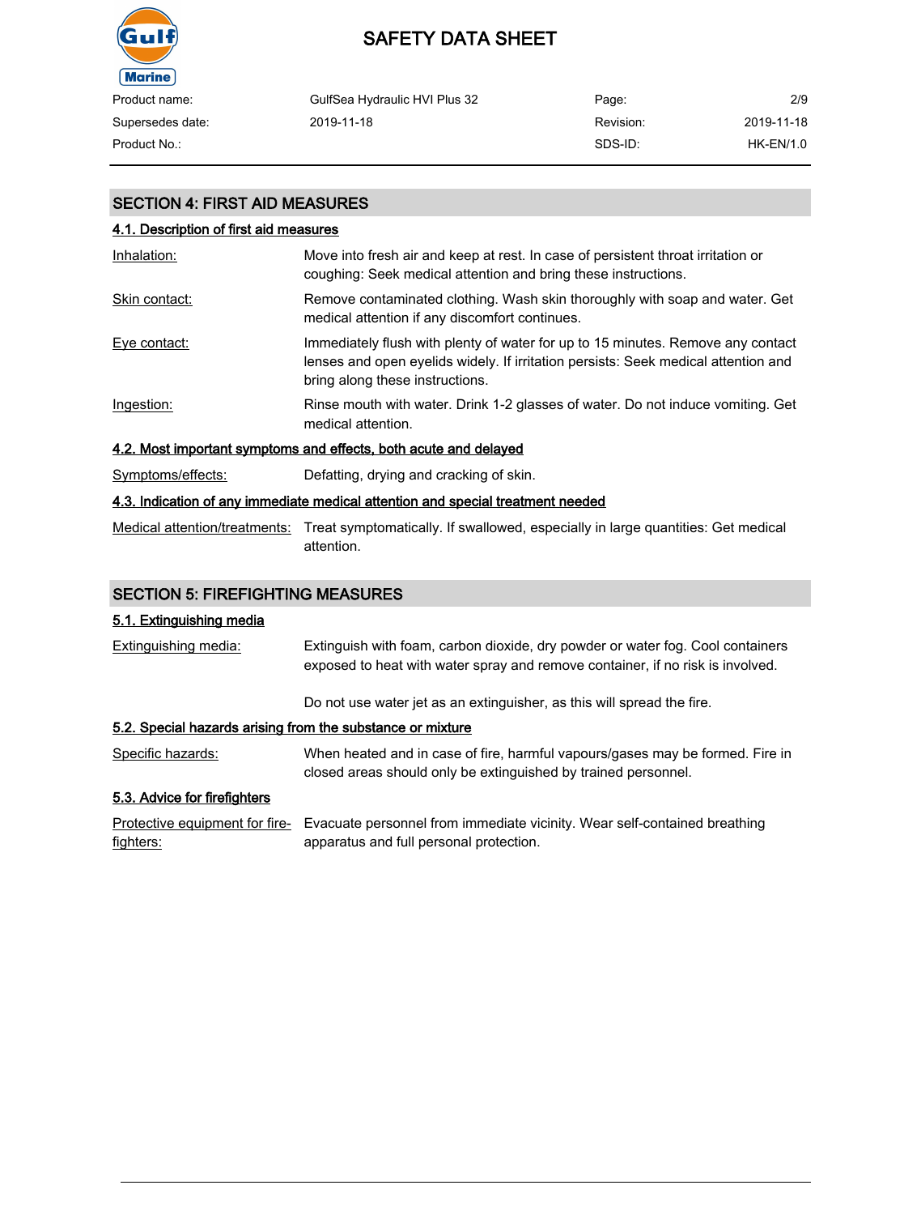## SECTION 4: FIRST AID MEASURES

### 4.1. Description of first aid measures

| | |
|---|---|
| Inhalation: | Move into fresh air and keep at rest. In case of persistent throat irritation or coughing: Seek medical attention and bring these instructions. |
| Skin contact: | Remove contaminated clothing. Wash skin thoroughly with soap and water. Get medical attention if any discomfort continues. |
| Eye contact: | Immediately flush with plenty of water for up to 15 minutes. Remove any contact lenses and open eyelids widely. If irritation persists: Seek medical attention and bring along these instructions. |
| Ingestion: | Rinse mouth with water. Drink 1-2 glasses of water. Do not induce vomiting. Get medical attention. |

### 4.2. Most important symptoms and effects, both acute and delayed

| | |
|---|---|
| Symptoms/effects: | Defatting, drying and cracking of skin. |

### 4.3. Indication of any immediate medical attention and special treatment needed

| | |
|---|---|
| Medical attention/treatments: | Treat symptomatically. If swallowed, especially in large quantities: Get medical attention. |

## SECTION 5: FIREFIGHTING MEASURES

### 5.1. Extinguishing media

| | |
|---|---|
| Extinguishing media: | Extinguish with foam, carbon dioxide, dry powder or water fog. Cool containers exposed to heat with water spray and remove container, if no risk is involved.<br><br>Do not use water jet as an extinguisher, as this will spread the fire. |

### 5.2. Special hazards arising from the substance or mixture

| | |
|---|---|
| Specific hazards: | When heated and in case of fire, harmful vapours/gases may be formed. Fire in closed areas should only be extinguished by trained personnel. |

### 5.3. Advice for firefighters

| | |
|---|---|
| Protective equipment for fire-fighters: | Evacuate personnel from immediate vicinity. Wear self-contained breathing apparatus and full personal protection. |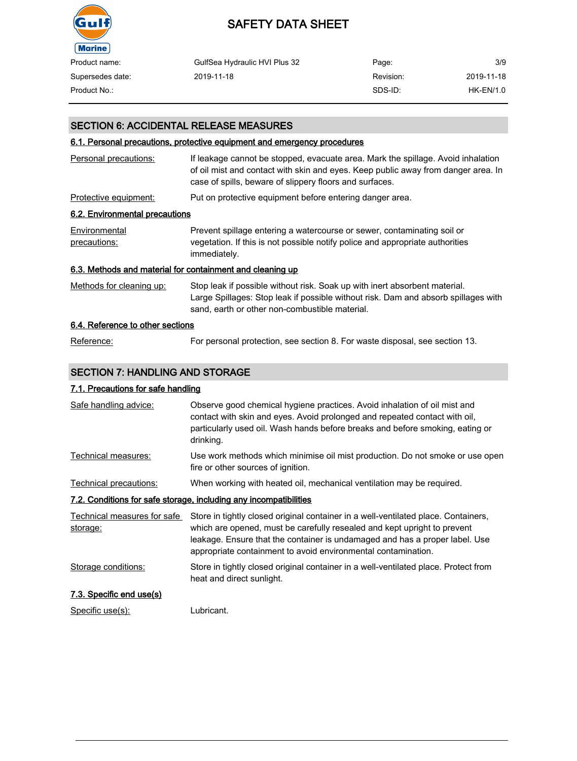## SECTION 6: ACCIDENTAL RELEASE MEASURES

### 6.1. Personal precautions, protective equipment and emergency procedures

| | |
|---|---|
| Personal precautions: | If leakage cannot be stopped, evacuate area. Mark the spillage. Avoid inhalation of oil mist and contact with skin and eyes. Keep public away from danger area. In case of spills, beware of slippery floors and surfaces. |
| Protective equipment: | Put on protective equipment before entering danger area. |

### 6.2. Environmental precautions

| | |
|---|---|
| Environmental precautions: | Prevent spillage entering a watercourse or sewer, contaminating soil or vegetation. If this is not possible notify police and appropriate authorities immediately. |

### 6.3. Methods and material for containment and cleaning up

| | |
|---|---|
| Methods for cleaning up: | Stop leak if possible without risk. Soak up with inert absorbent material. Large Spillages: Stop leak if possible without risk. Dam and absorb spillages with sand, earth or other non-combustible material. |

### 6.4. Reference to other sections

| | |
|---|---|
| Reference: | For personal protection, see section 8. For waste disposal, see section 13. |

## SECTION 7: HANDLING AND STORAGE

### 7.1. Precautions for safe handling

| | |
|---|---|
| Safe handling advice: | Observe good chemical hygiene practices. Avoid inhalation of oil mist and contact with skin and eyes. Avoid prolonged and repeated contact with oil, particularly used oil. Wash hands before breaks and before smoking, eating or drinking. |
| Technical measures: | Use work methods which minimise oil mist production. Do not smoke or use open fire or other sources of ignition. |
| Technical precautions: | When working with heated oil, mechanical ventilation may be required. |

### 7.2. Conditions for safe storage, including any incompatibilities

| | |
|---|---|
| Technical measures for safe storage: | Store in tightly closed original container in a well-ventilated place. Containers, which are opened, must be carefully resealed and kept upright to prevent leakage. Ensure that the container is undamaged and has a proper label. Use appropriate containment to avoid environmental contamination. |
| Storage conditions: | Store in tightly closed original container in a well-ventilated place. Protect from heat and direct sunlight. |

### 7.3. Specific end use(s)

| | |
|---|---|
| Specific use(s): | Lubricant. |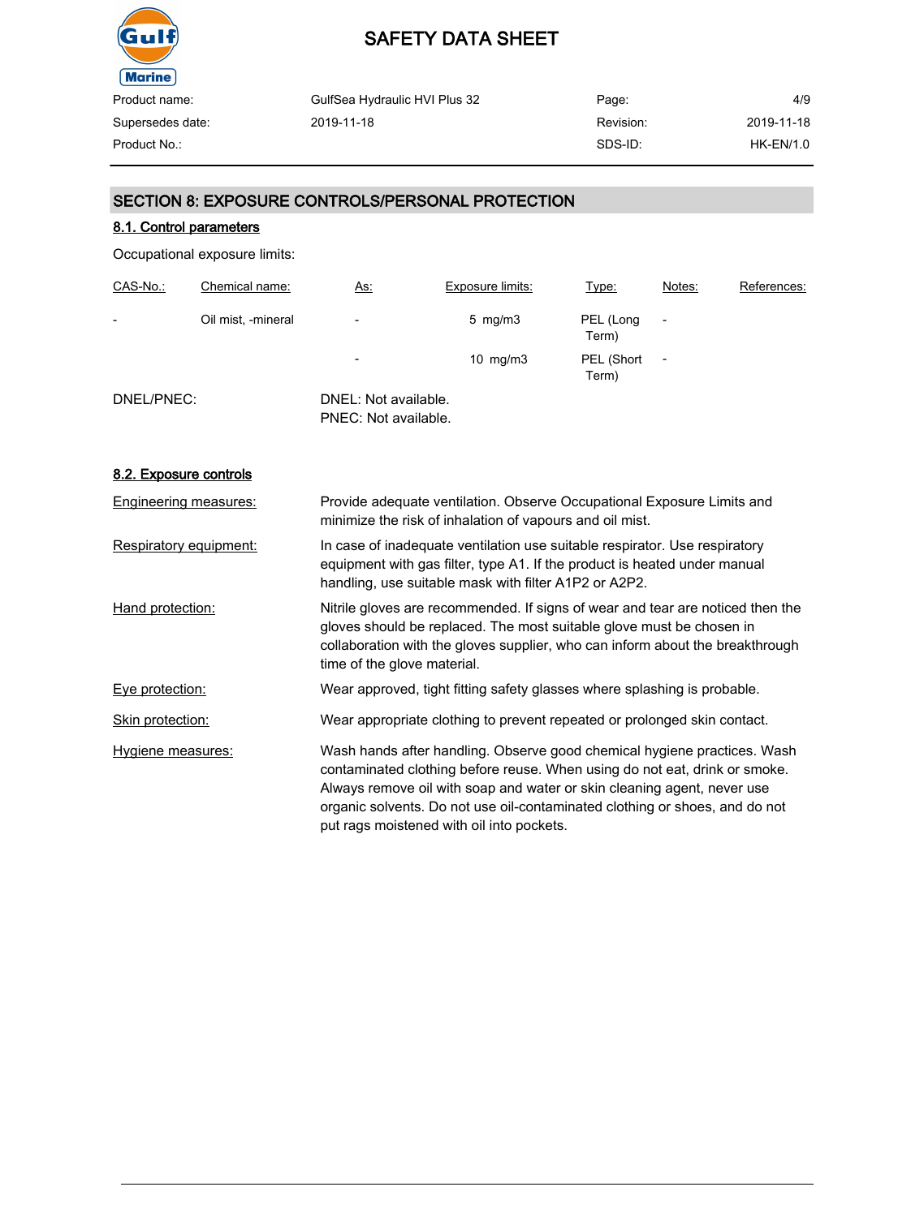## SECTION 8: EXPOSURE CONTROLS/PERSONAL PROTECTION

### 8.1. Control parameters

Occupational exposure limits:

| CAS-No.: | Chemical name: | As: | Exposure limits: | Type: | Notes: | References: |
|---|---|---|---|---|---|---|
| - | Oil mist, -mineral | - | 5 mg/m3 | PEL (Long Term) | - | |
| | | - | 10 mg/m3 | PEL (Short Term) | - | |

DNEL/PNEC:
DNEL: Not available.
PNEC: Not available.

### 8.2. Exposure controls

**Engineering measures:** Provide adequate ventilation. Observe Occupational Exposure Limits and minimize the risk of inhalation of vapours and oil mist.

**Respiratory equipment:** In case of inadequate ventilation use suitable respirator. Use respiratory equipment with gas filter, type A1. If the product is heated under manual handling, use suitable mask with filter A1P2 or A2P2.

**Hand protection:** Nitrile gloves are recommended. If signs of wear and tear are noticed then the gloves should be replaced. The most suitable glove must be chosen in collaboration with the gloves supplier, who can inform about the breakthrough time of the glove material.

**Eye protection:** Wear approved, tight fitting safety glasses where splashing is probable.

**Skin protection:** Wear appropriate clothing to prevent repeated or prolonged skin contact.

**Hygiene measures:** Wash hands after handling. Observe good chemical hygiene practices. Wash contaminated clothing before reuse. When using do not eat, drink or smoke. Always remove oil with soap and water or skin cleaning agent, never use organic solvents. Do not use oil-contaminated clothing or shoes, and do not put rags moistened with oil into pockets.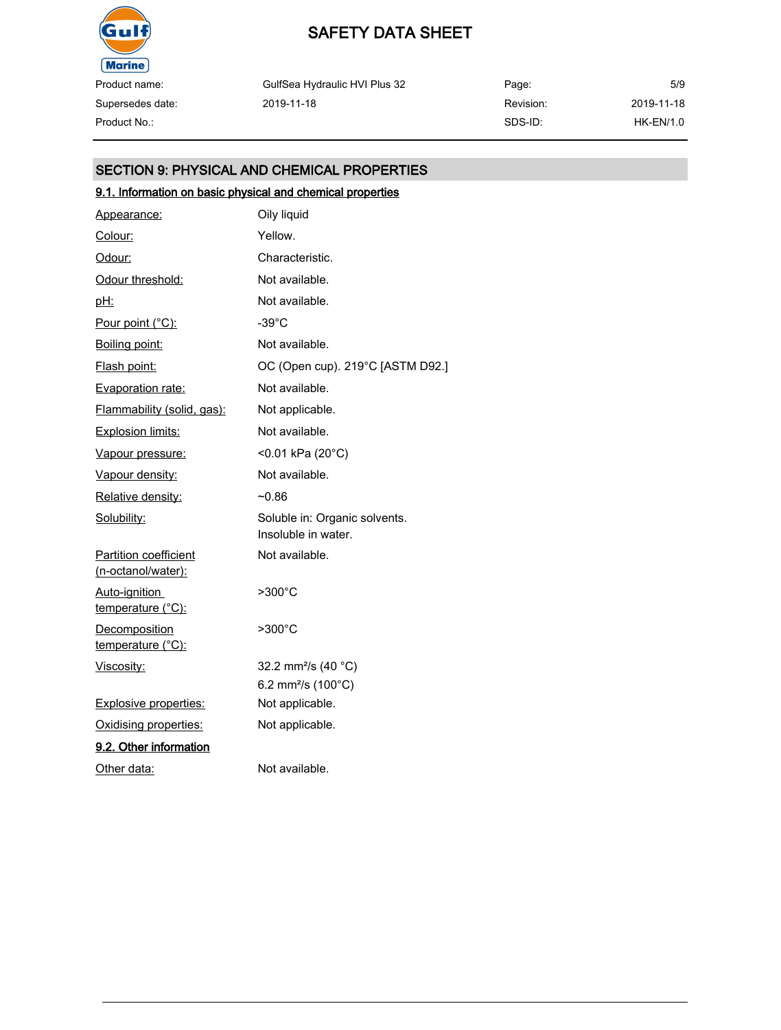## SECTION 9: PHYSICAL AND CHEMICAL PROPERTIES

### 9.1. Information on basic physical and chemical properties

| Property | Value |
|---|---|
| Appearance: | Oily liquid |
| Colour: | Yellow. |
| Odour: | Characteristic. |
| Odour threshold: | Not available. |
| pH: | Not available. |
| Pour point (°C): | -39°C |
| Boiling point: | Not available. |
| Flash point: | OC (Open cup). 219°C [ASTM D92.] |
| Evaporation rate: | Not available. |
| Flammability (solid, gas): | Not applicable. |
| Explosion limits: | Not available. |
| Vapour pressure: | <0.01 kPa (20°C) |
| Vapour density: | Not available. |
| Relative density: | ~0.86 |
| Solubility: | Soluble in: Organic solvents. Insoluble in water. |
| Partition coefficient (n-octanol/water): | Not available. |
| Auto-ignition temperature (°C): | >300°C |
| Decomposition temperature (°C): | >300°C |
| Viscosity: | 32.2 $mm^2/s$ (40 °C) 6.2 $mm^2/s$ (100°C) |
| Explosive properties: | Not applicable. |
| Oxidising properties: | Not applicable. |

### 9.2. Other information

| Property | Value |
|---|---|
| Other data: | Not available. |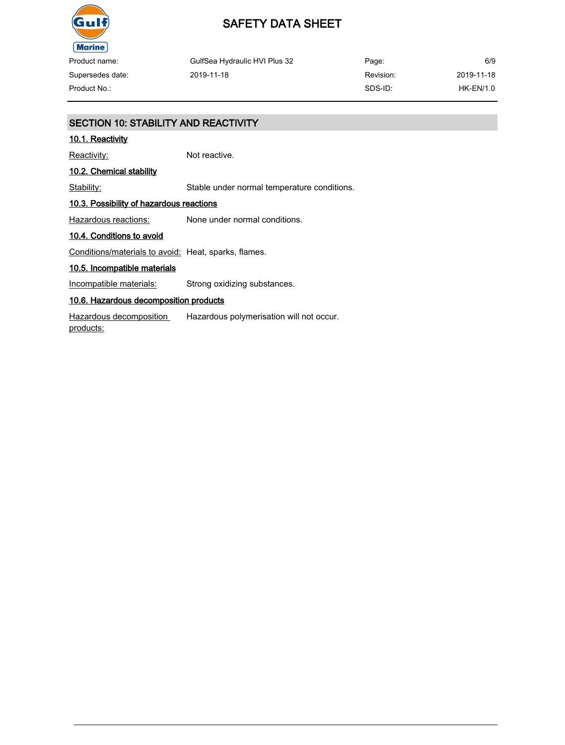## SECTION 10: STABILITY AND REACTIVITY

### 10.1. Reactivity

Reactivity: Not reactive.

### 10.2. Chemical stability

Stability: Stable under normal temperature conditions.

### 10.3. Possibility of hazardous reactions

Hazardous reactions: None under normal conditions.

### 10.4. Conditions to avoid

Conditions/materials to avoid: Heat, sparks, flames.

### 10.5. Incompatible materials

Incompatible materials: Strong oxidizing substances.

### 10.6. Hazardous decomposition products

Hazardous decomposition products: Hazardous polymerisation will not occur.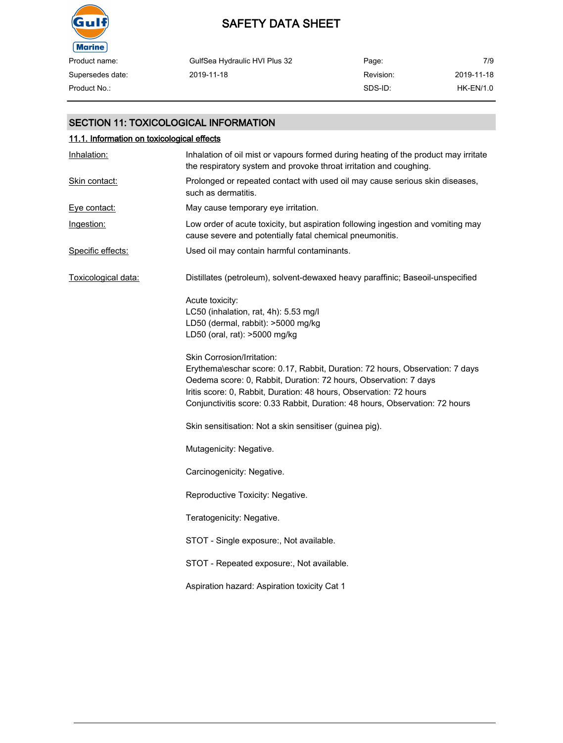## SECTION 11: TOXICOLOGICAL INFORMATION

### 11.1. Information on toxicological effects

**Inhalation:** Inhalation of oil mist or vapours formed during heating of the product may irritate the respiratory system and provoke throat irritation and coughing.

**Skin contact:** Prolonged or repeated contact with used oil may cause serious skin diseases, such as dermatitis.

**Eye contact:** May cause temporary eye irritation.

**Ingestion:** Low order of acute toxicity, but aspiration following ingestion and vomiting may cause severe and potentially fatal chemical pneumonitis.

**Specific effects:** Used oil may contain harmful contaminants.

**Toxicological data:** Distillates (petroleum), solvent-dewaxed heavy paraffinic; Baseoil-unspecified

Acute toxicity:
LC50 (inhalation, rat, 4h): 5.53 mg/l
LD50 (dermal, rabbit): >5000 mg/kg
LD50 (oral, rat): >5000 mg/kg

Skin Corrosion/Irritation:
Erythema\eschar score: 0.17, Rabbit, Duration: 72 hours, Observation: 7 days
Oedema score: 0, Rabbit, Duration: 72 hours, Observation: 7 days
Iritis score: 0, Rabbit, Duration: 48 hours, Observation: 72 hours
Conjunctivitis score: 0.33 Rabbit, Duration: 48 hours, Observation: 72 hours

Skin sensitisation: Not a skin sensitiser (guinea pig).

Mutagenicity: Negative.

Carcinogenicity: Negative.

Reproductive Toxicity: Negative.

Teratogenicity: Negative.

STOT - Single exposure:, Not available.

STOT - Repeated exposure:, Not available.

Aspiration hazard: Aspiration toxicity Cat 1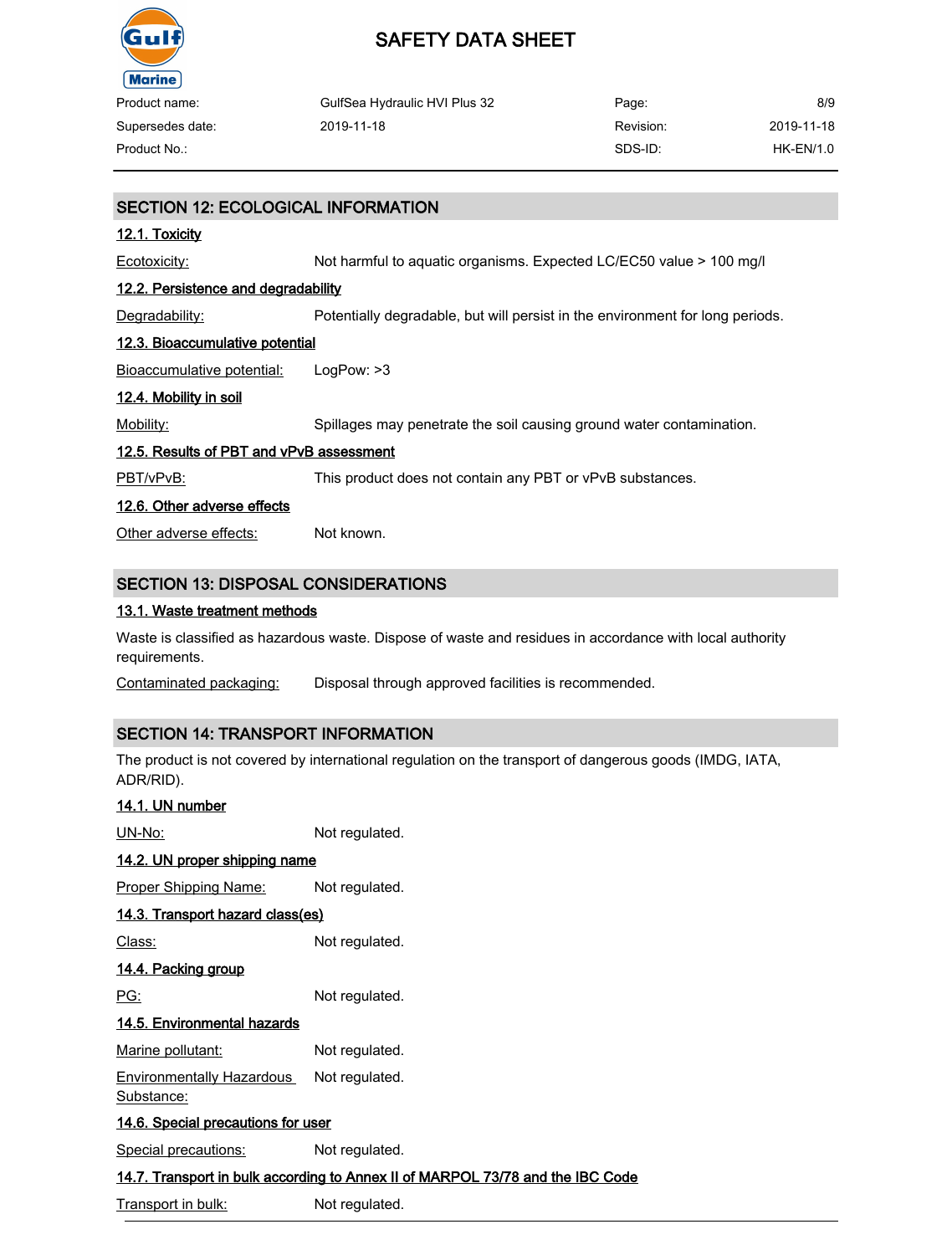## SECTION 12: ECOLOGICAL INFORMATION

### 12.1. Toxicity

Ecotoxicity: Not harmful to aquatic organisms. Expected LC/EC50 value > 100 mg/l

### 12.2. Persistence and degradability

Degradability: Potentially degradable, but will persist in the environment for long periods.

### 12.3. Bioaccumulative potential

Bioaccumulative potential: LogPow: >3

### 12.4. Mobility in soil

Mobility: Spillages may penetrate the soil causing ground water contamination.

### 12.5. Results of PBT and vPvB assessment

PBT/vPvB: This product does not contain any PBT or vPvB substances.

### 12.6. Other adverse effects

Other adverse effects: Not known.

## SECTION 13: DISPOSAL CONSIDERATIONS

### 13.1. Waste treatment methods

Waste is classified as hazardous waste. Dispose of waste and residues in accordance with local authority requirements.

Contaminated packaging: Disposal through approved facilities is recommended.

## SECTION 14: TRANSPORT INFORMATION

The product is not covered by international regulation on the transport of dangerous goods (IMDG, IATA, ADR/RID).

### 14.1. UN number

UN-No: Not regulated.

### 14.2. UN proper shipping name

Proper Shipping Name: Not regulated.

### 14.3. Transport hazard class(es)

Class: Not regulated.

### 14.4. Packing group

PG: Not regulated.

### 14.5. Environmental hazards

Marine pollutant: Not regulated.

Environmentally Hazardous Substance: Not regulated.

### 14.6. Special precautions for user

Special precautions: Not regulated.

### 14.7. Transport in bulk according to Annex II of MARPOL 73/78 and the IBC Code

Transport in bulk: Not regulated.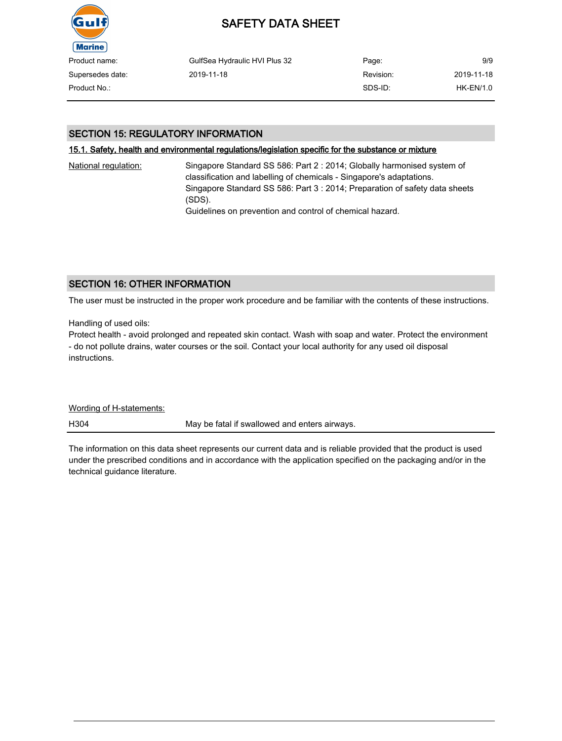## SECTION 15: REGULATORY INFORMATION

### 15.1. Safety, health and environmental regulations/legislation specific for the substance or mixture

| | |
|---|---|
| National regulation: | Singapore Standard SS 586: Part 2 : 2014; Globally harmonised system of classification and labelling of chemicals - Singapore's adaptations.<br>Singapore Standard SS 586: Part 3 : 2014; Preparation of safety data sheets (SDS).<br>Guidelines on prevention and control of chemical hazard. |

## SECTION 16: OTHER INFORMATION

The user must be instructed in the proper work procedure and be familiar with the contents of these instructions.

Handling of used oils:
Protect health - avoid prolonged and repeated skin contact. Wash with soap and water. Protect the environment - do not pollute drains, water courses or the soil. Contact your local authority for any used oil disposal instructions.

Wording of H-statements:

| | |
|---|---|
| H304 | May be fatal if swallowed and enters airways. |

The information on this data sheet represents our current data and is reliable provided that the product is used under the prescribed conditions and in accordance with the application specified on the packaging and/or in the technical guidance literature.